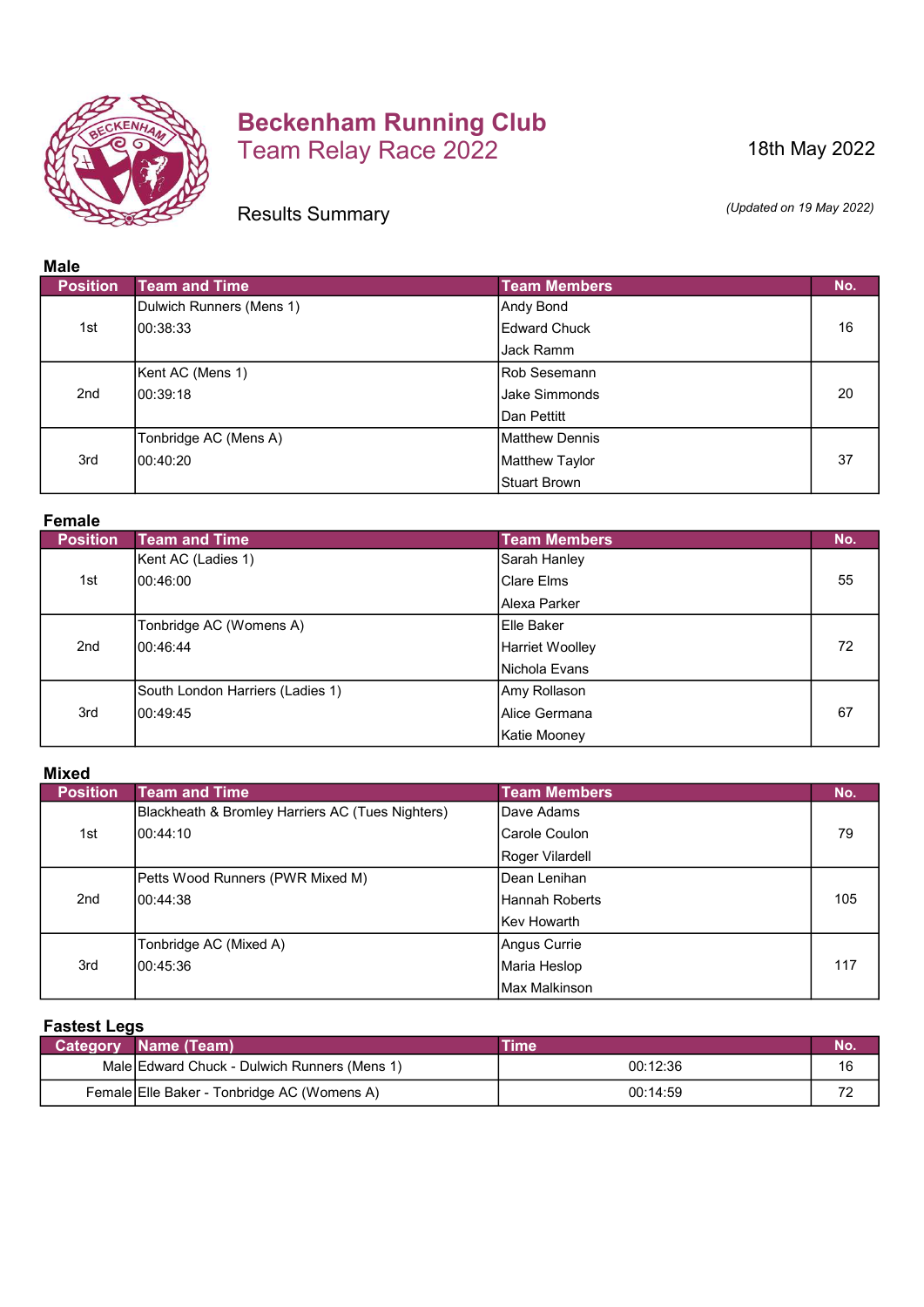# Beckenham Running Club

## Team Relay Race 2022

18th May 2022

Results Summary

*(Updated on 19 May 2022)*

### Male

| Position | Team and Time | Team Members | No. |
|---|---|---|---|
| 1st | Dulwich Runners (Mens 1)<br>00:38:33 | Andy Bond<br>Edward Chuck<br>Jack Ramm | 16 |
| 2nd | Kent AC (Mens 1)<br>00:39:18 | Rob Sesemann<br>Jake Simmonds<br>Dan Pettitt | 20 |
| 3rd | Tonbridge AC (Mens A)<br>00:40:20 | Matthew Dennis<br>Matthew Taylor<br>Stuart Brown | 37 |

### Female

| Position | Team and Time | Team Members | No. |
|---|---|---|---|
| 1st | Kent AC (Ladies 1)<br>00:46:00 | Sarah Hanley<br>Clare Elms<br>Alexa Parker | 55 |
| 2nd | Tonbridge AC (Womens A)<br>00:46:44 | Elle Baker<br>Harriet Woolley<br>Nichola Evans | 72 |
| 3rd | South London Harriers (Ladies 1)<br>00:49:45 | Amy Rollason<br>Alice Germana<br>Katie Mooney | 67 |

### Mixed

| Position | Team and Time | Team Members | No. |
|---|---|---|---|
| 1st | Blackheath & Bromley Harriers AC (Tues Nighters)<br>00:44:10 | Dave Adams<br>Carole Coulon<br>Roger Vilardell | 79 |
| 2nd | Petts Wood Runners (PWR Mixed M)<br>00:44:38 | Dean Lenihan<br>Hannah Roberts<br>Kev Howarth | 105 |
| 3rd | Tonbridge AC (Mixed A)<br>00:45:36 | Angus Currie<br>Maria Heslop<br>Max Malkinson | 117 |

### Fastest Legs

| Category | Name (Team) | Time | No. |
|---|---|---|---|
| Male | Edward Chuck - Dulwich Runners (Mens 1) | 00:12:36 | 16 |
| Female | Elle Baker - Tonbridge AC (Womens A) | 00:14:59 | 72 |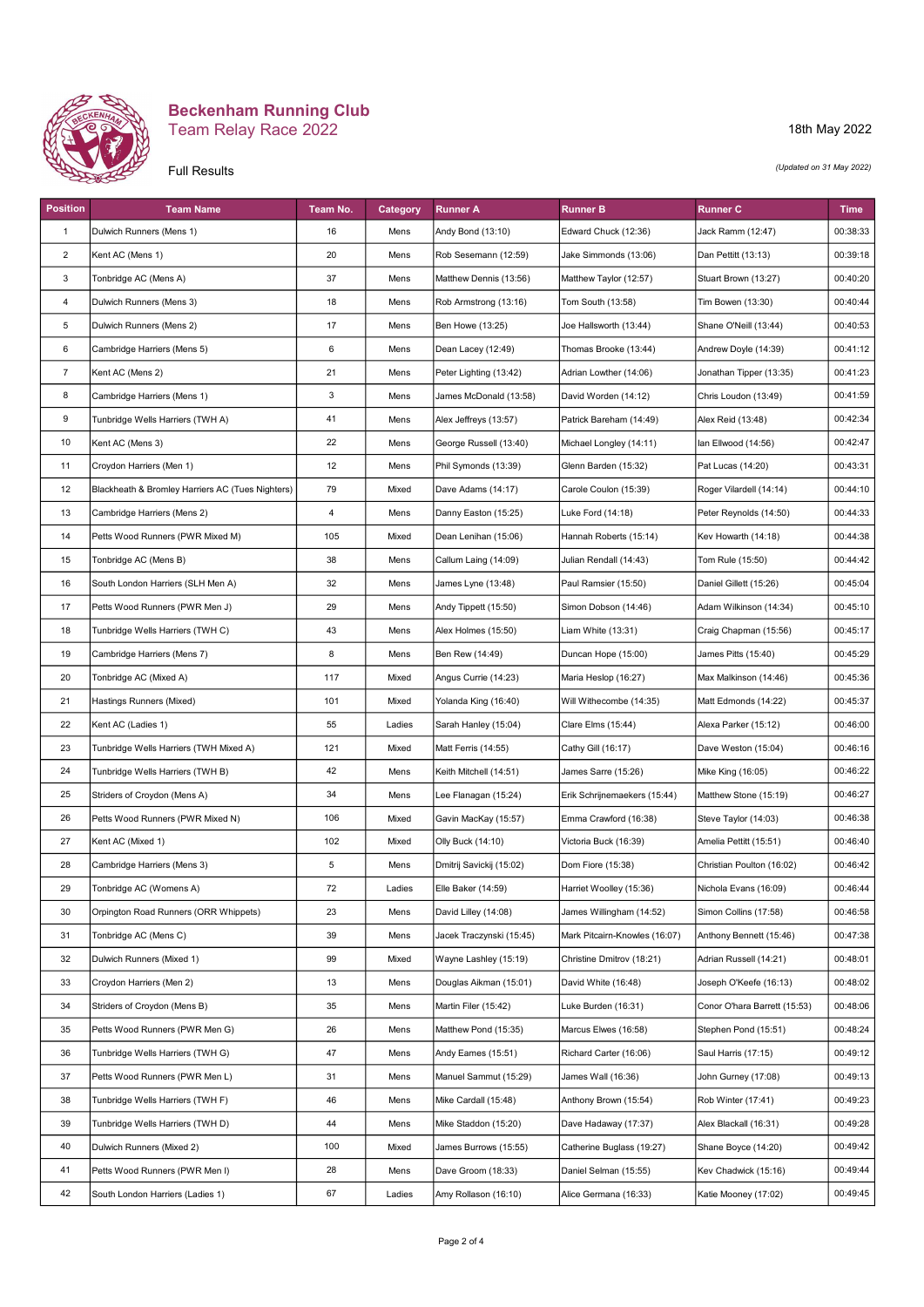# Beckenham Running Club

## Team Relay Race 2022

18th May 2022

### Full Results

*(Updated on 31 May 2022)*

| Position | Team Name | Team No. | Category | Runner A | Runner B | Runner C | Time |
|---|---|---|---|---|---|---|---|
| 1 | Dulwich Runners (Mens 1) | 16 | Mens | Andy Bond (13:10) | Edward Chuck (12:36) | Jack Ramm (12:47) | 00:38:33 |
| 2 | Kent AC (Mens 1) | 20 | Mens | Rob Sesemann (12:59) | Jake Simmonds (13:06) | Dan Pettitt (13:13) | 00:39:18 |
| 3 | Tonbridge AC (Mens A) | 37 | Mens | Matthew Dennis (13:56) | Matthew Taylor (12:57) | Stuart Brown (13:27) | 00:40:20 |
| 4 | Dulwich Runners (Mens 3) | 18 | Mens | Rob Armstrong (13:16) | Tom South (13:58) | Tim Bowen (13:30) | 00:40:44 |
| 5 | Dulwich Runners (Mens 2) | 17 | Mens | Ben Howe (13:25) | Joe Hallsworth (13:44) | Shane O'Neill (13:44) | 00:40:53 |
| 6 | Cambridge Harriers (Mens 5) | 6 | Mens | Dean Lacey (12:49) | Thomas Brooke (13:44) | Andrew Doyle (14:39) | 00:41:12 |
| 7 | Kent AC (Mens 2) | 21 | Mens | Peter Lighting (13:42) | Adrian Lowther (14:06) | Jonathan Tipper (13:35) | 00:41:23 |
| 8 | Cambridge Harriers (Mens 1) | 3 | Mens | James McDonald (13:58) | David Worden (14:12) | Chris Loudon (13:49) | 00:41:59 |
| 9 | Tunbridge Wells Harriers (TWH A) | 41 | Mens | Alex Jeffreys (13:57) | Patrick Bareham (14:49) | Alex Reid (13:48) | 00:42:34 |
| 10 | Kent AC (Mens 3) | 22 | Mens | George Russell (13:40) | Michael Longley (14:11) | Ian Ellwood (14:56) | 00:42:47 |
| 11 | Croydon Harriers (Men 1) | 12 | Mens | Phil Symonds (13:39) | Glenn Barden (15:32) | Pat Lucas (14:20) | 00:43:31 |
| 12 | Blackheath & Bromley Harriers AC (Tues Nighters) | 79 | Mixed | Dave Adams (14:17) | Carole Coulon (15:39) | Roger Vilardell (14:14) | 00:44:10 |
| 13 | Cambridge Harriers (Mens 2) | 4 | Mens | Danny Easton (15:25) | Luke Ford (14:18) | Peter Reynolds (14:50) | 00:44:33 |
| 14 | Petts Wood Runners (PWR Mixed M) | 105 | Mixed | Dean Lenihan (15:06) | Hannah Roberts (15:14) | Kev Howarth (14:18) | 00:44:38 |
| 15 | Tonbridge AC (Mens B) | 38 | Mens | Callum Laing (14:09) | Julian Rendall (14:43) | Tom Rule (15:50) | 00:44:42 |
| 16 | South London Harriers (SLH Men A) | 32 | Mens | James Lyne (13:48) | Paul Ramsier (15:50) | Daniel Gillett (15:26) | 00:45:04 |
| 17 | Petts Wood Runners (PWR Men J) | 29 | Mens | Andy Tippett (15:50) | Simon Dobson (14:46) | Adam Wilkinson (14:34) | 00:45:10 |
| 18 | Tunbridge Wells Harriers (TWH C) | 43 | Mens | Alex Holmes (15:50) | Liam White (13:31) | Craig Chapman (15:56) | 00:45:17 |
| 19 | Cambridge Harriers (Mens 7) | 8 | Mens | Ben Rew (14:49) | Duncan Hope (15:00) | James Pitts (15:40) | 00:45:29 |
| 20 | Tonbridge AC (Mixed A) | 117 | Mixed | Angus Currie (14:23) | Maria Heslop (16:27) | Max Malkinson (14:46) | 00:45:36 |
| 21 | Hastings Runners (Mixed) | 101 | Mixed | Yolanda King (16:40) | Will Withecombe (14:35) | Matt Edmonds (14:22) | 00:45:37 |
| 22 | Kent AC (Ladies 1) | 55 | Ladies | Sarah Hanley (15:04) | Clare Elms (15:44) | Alexa Parker (15:12) | 00:46:00 |
| 23 | Tunbridge Wells Harriers (TWH Mixed A) | 121 | Mixed | Matt Ferris (14:55) | Cathy Gill (16:17) | Dave Weston (15:04) | 00:46:16 |
| 24 | Tunbridge Wells Harriers (TWH B) | 42 | Mens | Keith Mitchell (14:51) | James Sarre (15:26) | Mike King (16:05) | 00:46:22 |
| 25 | Striders of Croydon (Mens A) | 34 | Mens | Lee Flanagan (15:24) | Erik Schrijnemaekers (15:44) | Matthew Stone (15:19) | 00:46:27 |
| 26 | Petts Wood Runners (PWR Mixed N) | 106 | Mixed | Gavin MacKay (15:57) | Emma Crawford (16:38) | Steve Taylor (14:03) | 00:46:38 |
| 27 | Kent AC (Mixed 1) | 102 | Mixed | Olly Buck (14:10) | Victoria Buck (16:39) | Amelia Pettitt (15:51) | 00:46:40 |
| 28 | Cambridge Harriers (Mens 3) | 5 | Mens | Dmitrij Savickij (15:02) | Dom Fiore (15:38) | Christian Poulton (16:02) | 00:46:42 |
| 29 | Tonbridge AC (Womens A) | 72 | Ladies | Elle Baker (14:59) | Harriet Woolley (15:36) | Nichola Evans (16:09) | 00:46:44 |
| 30 | Orpington Road Runners (ORR Whippets) | 23 | Mens | David Lilley (14:08) | James Willingham (14:52) | Simon Collins (17:58) | 00:46:58 |
| 31 | Tonbridge AC (Mens C) | 39 | Mens | Jacek Traczynski (15:45) | Mark Pitcairn-Knowles (16:07) | Anthony Bennett (15:46) | 00:47:38 |
| 32 | Dulwich Runners (Mixed 1) | 99 | Mixed | Wayne Lashley (15:19) | Christine Dmitrov (18:21) | Adrian Russell (14:21) | 00:48:01 |
| 33 | Croydon Harriers (Men 2) | 13 | Mens | Douglas Aikman (15:01) | David White (16:48) | Joseph O'Keefe (16:13) | 00:48:02 |
| 34 | Striders of Croydon (Mens B) | 35 | Mens | Martin Filer (15:42) | Luke Burden (16:31) | Conor O'hara Barrett (15:53) | 00:48:06 |
| 35 | Petts Wood Runners (PWR Men G) | 26 | Mens | Matthew Pond (15:35) | Marcus Elwes (16:58) | Stephen Pond (15:51) | 00:48:24 |
| 36 | Tunbridge Wells Harriers (TWH G) | 47 | Mens | Andy Eames (15:51) | Richard Carter (16:06) | Saul Harris (17:15) | 00:49:12 |
| 37 | Petts Wood Runners (PWR Men L) | 31 | Mens | Manuel Sammut (15:29) | James Wall (16:36) | John Gurney (17:08) | 00:49:13 |
| 38 | Tunbridge Wells Harriers (TWH F) | 46 | Mens | Mike Cardall (15:48) | Anthony Brown (15:54) | Rob Winter (17:41) | 00:49:23 |
| 39 | Tunbridge Wells Harriers (TWH D) | 44 | Mens | Mike Staddon (15:20) | Dave Hadaway (17:37) | Alex Blackall (16:31) | 00:49:28 |
| 40 | Dulwich Runners (Mixed 2) | 100 | Mixed | James Burrows (15:55) | Catherine Buglass (19:27) | Shane Boyce (14:20) | 00:49:42 |
| 41 | Petts Wood Runners (PWR Men I) | 28 | Mens | Dave Groom (18:33) | Daniel Selman (15:55) | Kev Chadwick (15:16) | 00:49:44 |
| 42 | South London Harriers (Ladies 1) | 67 | Ladies | Amy Rollason (16:10) | Alice Germana (16:33) | Katie Mooney (17:02) | 00:49:45 |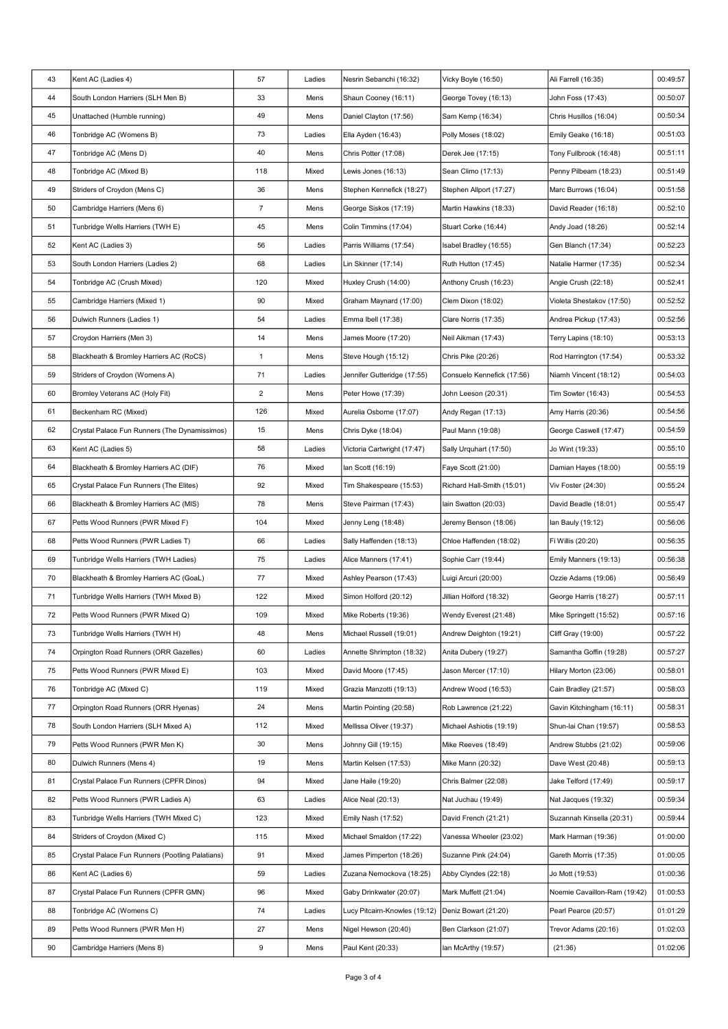| 43 | Kent AC (Ladies 4) | 57 | Ladies | Nesrin Sebanchi (16:32) | Vicky Boyle (16:50) | Ali Farrell (16:35) | 00:49:57 |
|---|---|---|---|---|---|---|---|
| 44 | South London Harriers (SLH Men B) | 33 | Mens | Shaun Cooney (16:11) | George Tovey (16:13) | John Foss (17:43) | 00:50:07 |
| 45 | Unattached (Humble running) | 49 | Mens | Daniel Clayton (17:56) | Sam Kemp (16:34) | Chris Husillos (16:04) | 00:50:34 |
| 46 | Tonbridge AC (Womens B) | 73 | Ladies | Ella Ayden (16:43) | Polly Moses (18:02) | Emily Geake (16:18) | 00:51:03 |
| 47 | Tonbridge AC (Mens D) | 40 | Mens | Chris Potter (17:08) | Derek Jee (17:15) | Tony Fullbrook (16:48) | 00:51:11 |
| 48 | Tonbridge AC (Mixed B) | 118 | Mixed | Lewis Jones (16:13) | Sean Climo (17:13) | Penny Pilbeam (18:23) | 00:51:49 |
| 49 | Striders of Croydon (Mens C) | 36 | Mens | Stephen Kennefick (18:27) | Stephen Allport (17:27) | Marc Burrows (16:04) | 00:51:58 |
| 50 | Cambridge Harriers (Mens 6) | 7 | Mens | George Siskos (17:19) | Martin Hawkins (18:33) | David Reader (16:18) | 00:52:10 |
| 51 | Tunbridge Wells Harriers (TWH E) | 45 | Mens | Colin Timmins (17:04) | Stuart Corke (16:44) | Andy Joad (18:26) | 00:52:14 |
| 52 | Kent AC (Ladies 3) | 56 | Ladies | Parris Williams (17:54) | Isabel Bradley (16:55) | Gen Blanch (17:34) | 00:52:23 |
| 53 | South London Harriers (Ladies 2) | 68 | Ladies | Lin Skinner (17:14) | Ruth Hutton (17:45) | Natalie Harmer (17:35) | 00:52:34 |
| 54 | Tonbridge AC (Crush Mixed) | 120 | Mixed | Huxley Crush (14:00) | Anthony Crush (16:23) | Angie Crush (22:18) | 00:52:41 |
| 55 | Cambridge Harriers (Mixed 1) | 90 | Mixed | Graham Maynard (17:00) | Clem Dixon (18:02) | Violeta Shestakov (17:50) | 00:52:52 |
| 56 | Dulwich Runners (Ladies 1) | 54 | Ladies | Emma Ibell (17:38) | Clare Norris (17:35) | Andrea Pickup (17:43) | 00:52:56 |
| 57 | Croydon Harriers (Men 3) | 14 | Mens | James Moore (17:20) | Neil Aikman (17:43) | Terry Lapins (18:10) | 00:53:13 |
| 58 | Blackheath & Bromley Harriers AC (RoCS) | 1 | Mens | Steve Hough (15:12) | Chris Pike (20:26) | Rod Harrington (17:54) | 00:53:32 |
| 59 | Striders of Croydon (Womens A) | 71 | Ladies | Jennifer Gutteridge (17:55) | Consuelo Kennefick (17:56) | Niamh Vincent (18:12) | 00:54:03 |
| 60 | Bromley Veterans AC (Holy Fit) | 2 | Mens | Peter Howe (17:39) | John Leeson (20:31) | Tim Sowter (16:43) | 00:54:53 |
| 61 | Beckenham RC (Mixed) | 126 | Mixed | Aurelia Osborne (17:07) | Andy Regan (17:13) | Amy Harris (20:36) | 00:54:56 |
| 62 | Crystal Palace Fun Runners (The Dynamissimos) | 15 | Mens | Chris Dyke (18:04) | Paul Mann (19:08) | George Caswell (17:47) | 00:54:59 |
| 63 | Kent AC (Ladies 5) | 58 | Ladies | Victoria Cartwright (17:47) | Sally Urquhart (17:50) | Jo Wint (19:33) | 00:55:10 |
| 64 | Blackheath & Bromley Harriers AC (DIF) | 76 | Mixed | Ian Scott (16:19) | Faye Scott (21:00) | Damian Hayes (18:00) | 00:55:19 |
| 65 | Crystal Palace Fun Runners (The Elites) | 92 | Mixed | Tim Shakespeare (15:53) | Richard Hall-Smith (15:01) | Viv Foster (24:30) | 00:55:24 |
| 66 | Blackheath & Bromley Harriers AC (MIS) | 78 | Mens | Steve Pairman (17:43) | Iain Swatton (20:03) | David Beadle (18:01) | 00:55:47 |
| 67 | Petts Wood Runners (PWR Mixed F) | 104 | Mixed | Jenny Leng (18:48) | Jeremy Benson (18:06) | Ian Bauly (19:12) | 00:56:06 |
| 68 | Petts Wood Runners (PWR Ladies T) | 66 | Ladies | Sally Haffenden (18:13) | Chloe Haffenden (18:02) | Fi Willis (20:20) | 00:56:35 |
| 69 | Tunbridge Wells Harriers (TWH Ladies) | 75 | Ladies | Alice Manners (17:41) | Sophie Carr (19:44) | Emily Manners (19:13) | 00:56:38 |
| 70 | Blackheath & Bromley Harriers AC (GoaL) | 77 | Mixed | Ashley Pearson (17:43) | Luigi Arcuri (20:00) | Ozzie Adams (19:06) | 00:56:49 |
| 71 | Tunbridge Wells Harriers (TWH Mixed B) | 122 | Mixed | Simon Holford (20:12) | Jillian Holford (18:32) | George Harris (18:27) | 00:57:11 |
| 72 | Petts Wood Runners (PWR Mixed Q) | 109 | Mixed | Mike Roberts (19:36) | Wendy Everest (21:48) | Mike Springett (15:52) | 00:57:16 |
| 73 | Tunbridge Wells Harriers (TWH H) | 48 | Mens | Michael Russell (19:01) | Andrew Deighton (19:21) | Cliff Gray (19:00) | 00:57:22 |
| 74 | Orpington Road Runners (ORR Gazelles) | 60 | Ladies | Annette Shrimpton (18:32) | Anita Dubery (19:27) | Samantha Goffin (19:28) | 00:57:27 |
| 75 | Petts Wood Runners (PWR Mixed E) | 103 | Mixed | David Moore (17:45) | Jason Mercer (17:10) | Hilary Morton (23:06) | 00:58:01 |
| 76 | Tonbridge AC (Mixed C) | 119 | Mixed | Grazia Manzotti (19:13) | Andrew Wood (16:53) | Cain Bradley (21:57) | 00:58:03 |
| 77 | Orpington Road Runners (ORR Hyenas) | 24 | Mens | Martin Pointing (20:58) | Rob Lawrence (21:22) | Gavin Kitchingham (16:11) | 00:58:31 |
| 78 | South London Harriers (SLH Mixed A) | 112 | Mixed | Mellissa Oliver (19:37) | Michael Ashiotis (19:19) | Shun-lai Chan (19:57) | 00:58:53 |
| 79 | Petts Wood Runners (PWR Men K) | 30 | Mens | Johnny Gill (19:15) | Mike Reeves (18:49) | Andrew Stubbs (21:02) | 00:59:06 |
| 80 | Dulwich Runners (Mens 4) | 19 | Mens | Martin Kelsen (17:53) | Mike Mann (20:32) | Dave West (20:48) | 00:59:13 |
| 81 | Crystal Palace Fun Runners (CPFR Dinos) | 94 | Mixed | Jane Haile (19:20) | Chris Balmer (22:08) | Jake Telford (17:49) | 00:59:17 |
| 82 | Petts Wood Runners (PWR Ladies A) | 63 | Ladies | Alice Neal (20:13) | Nat Juchau (19:49) | Nat Jacques (19:32) | 00:59:34 |
| 83 | Tunbridge Wells Harriers (TWH Mixed C) | 123 | Mixed | Emily Nash (17:52) | David French (21:21) | Suzannah Kinsella (20:31) | 00:59:44 |
| 84 | Striders of Croydon (Mixed C) | 115 | Mixed | Michael Smaldon (17:22) | Vanessa Wheeler (23:02) | Mark Harman (19:36) | 01:00:00 |
| 85 | Crystal Palace Fun Runners (Pootling Palatians) | 91 | Mixed | James Pimperton (18:26) | Suzanne Pink (24:04) | Gareth Morris (17:35) | 01:00:05 |
| 86 | Kent AC (Ladies 6) | 59 | Ladies | Zuzana Nemockova (18:25) | Abby Clyndes (22:18) | Jo Mott (19:53) | 01:00:36 |
| 87 | Crystal Palace Fun Runners (CPFR GMN) | 96 | Mixed | Gaby Drinkwater (20:07) | Mark Muffett (21:04) | Noemie Cavaillon-Ram (19:42) | 01:00:53 |
| 88 | Tonbridge AC (Womens C) | 74 | Ladies | Lucy Pitcairn-Knowles (19:12) | Deniz Bowart (21:20) | Pearl Pearce (20:57) | 01:01:29 |
| 89 | Petts Wood Runners (PWR Men H) | 27 | Mens | Nigel Hewson (20:40) | Ben Clarkson (21:07) | Trevor Adams (20:16) | 01:02:03 |
| 90 | Cambridge Harriers (Mens 8) | 9 | Mens | Paul Kent (20:33) | Ian McArthy (19:57) | (21:36) | 01:02:06 |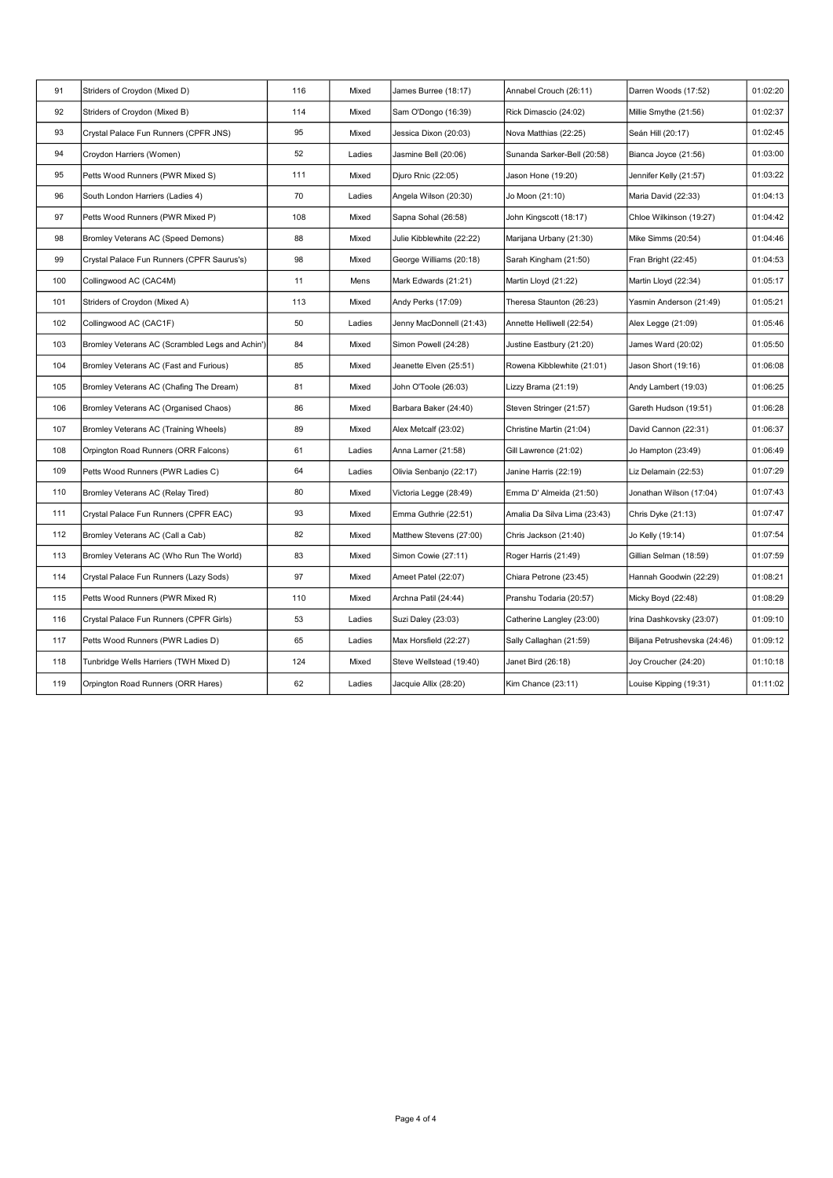| | | | | | | | |
|---|---|---|---|---|---|---|---|
| 91 | Striders of Croydon (Mixed D) | 116 | Mixed | James Burree (18:17) | Annabel Crouch (26:11) | Darren Woods (17:52) | 01:02:20 |
| 92 | Striders of Croydon (Mixed B) | 114 | Mixed | Sam O'Dongo (16:39) | Rick Dimascio (24:02) | Millie Smythe (21:56) | 01:02:37 |
| 93 | Crystal Palace Fun Runners (CPFR JNS) | 95 | Mixed | Jessica Dixon (20:03) | Nova Matthias (22:25) | Seán Hill (20:17) | 01:02:45 |
| 94 | Croydon Harriers (Women) | 52 | Ladies | Jasmine Bell (20:06) | Sunanda Sarker-Bell (20:58) | Bianca Joyce (21:56) | 01:03:00 |
| 95 | Petts Wood Runners (PWR Mixed S) | 111 | Mixed | Djuro Rnic (22:05) | Jason Hone (19:20) | Jennifer Kelly (21:57) | 01:03:22 |
| 96 | South London Harriers (Ladies 4) | 70 | Ladies | Angela Wilson (20:30) | Jo Moon (21:10) | Maria David (22:33) | 01:04:13 |
| 97 | Petts Wood Runners (PWR Mixed P) | 108 | Mixed | Sapna Sohal (26:58) | John Kingscott (18:17) | Chloe Wilkinson (19:27) | 01:04:42 |
| 98 | Bromley Veterans AC (Speed Demons) | 88 | Mixed | Julie Kibblewhite (22:22) | Marijana Urbany (21:30) | Mike Simms (20:54) | 01:04:46 |
| 99 | Crystal Palace Fun Runners (CPFR Saurus's) | 98 | Mixed | George Williams (20:18) | Sarah Kingham (21:50) | Fran Bright (22:45) | 01:04:53 |
| 100 | Collingwood AC (CAC4M) | 11 | Mens | Mark Edwards (21:21) | Martin Lloyd (21:22) | Martin Lloyd (22:34) | 01:05:17 |
| 101 | Striders of Croydon (Mixed A) | 113 | Mixed | Andy Perks (17:09) | Theresa Staunton (26:23) | Yasmin Anderson (21:49) | 01:05:21 |
| 102 | Collingwood AC (CAC1F) | 50 | Ladies | Jenny MacDonnell (21:43) | Annette Helliwell (22:54) | Alex Legge (21:09) | 01:05:46 |
| 103 | Bromley Veterans AC (Scrambled Legs and Achin') | 84 | Mixed | Simon Powell (24:28) | Justine Eastbury (21:20) | James Ward (20:02) | 01:05:50 |
| 104 | Bromley Veterans AC (Fast and Furious) | 85 | Mixed | Jeanette Elven (25:51) | Rowena Kibblewhite (21:01) | Jason Short (19:16) | 01:06:08 |
| 105 | Bromley Veterans AC (Chafing The Dream) | 81 | Mixed | John O'Toole (26:03) | Lizzy Brama (21:19) | Andy Lambert (19:03) | 01:06:25 |
| 106 | Bromley Veterans AC (Organised Chaos) | 86 | Mixed | Barbara Baker (24:40) | Steven Stringer (21:57) | Gareth Hudson (19:51) | 01:06:28 |
| 107 | Bromley Veterans AC (Training Wheels) | 89 | Mixed | Alex Metcalf (23:02) | Christine Martin (21:04) | David Cannon (22:31) | 01:06:37 |
| 108 | Orpington Road Runners (ORR Falcons) | 61 | Ladies | Anna Larner (21:58) | Gill Lawrence (21:02) | Jo Hampton (23:49) | 01:06:49 |
| 109 | Petts Wood Runners (PWR Ladies C) | 64 | Ladies | Olivia Senbanjo (22:17) | Janine Harris (22:19) | Liz Delamain (22:53) | 01:07:29 |
| 110 | Bromley Veterans AC (Relay Tired) | 80 | Mixed | Victoria Legge (28:49) | Emma D' Almeida (21:50) | Jonathan Wilson (17:04) | 01:07:43 |
| 111 | Crystal Palace Fun Runners (CPFR EAC) | 93 | Mixed | Emma Guthrie (22:51) | Amalia Da Silva Lima (23:43) | Chris Dyke (21:13) | 01:07:47 |
| 112 | Bromley Veterans AC (Call a Cab) | 82 | Mixed | Matthew Stevens (27:00) | Chris Jackson (21:40) | Jo Kelly (19:14) | 01:07:54 |
| 113 | Bromley Veterans AC (Who Run The World) | 83 | Mixed | Simon Cowie (27:11) | Roger Harris (21:49) | Gillian Selman (18:59) | 01:07:59 |
| 114 | Crystal Palace Fun Runners (Lazy Sods) | 97 | Mixed | Ameet Patel (22:07) | Chiara Petrone (23:45) | Hannah Goodwin (22:29) | 01:08:21 |
| 115 | Petts Wood Runners (PWR Mixed R) | 110 | Mixed | Archna Patil (24:44) | Pranshu Todaria (20:57) | Micky Boyd (22:48) | 01:08:29 |
| 116 | Crystal Palace Fun Runners (CPFR Girls) | 53 | Ladies | Suzi Daley (23:03) | Catherine Langley (23:00) | Irina Dashkovsky (23:07) | 01:09:10 |
| 117 | Petts Wood Runners (PWR Ladies D) | 65 | Ladies | Max Horsfield (22:27) | Sally Callaghan (21:59) | Biljana Petrushevska (24:46) | 01:09:12 |
| 118 | Tunbridge Wells Harriers (TWH Mixed D) | 124 | Mixed | Steve Wellstead (19:40) | Janet Bird (26:18) | Joy Croucher (24:20) | 01:10:18 |
| 119 | Orpington Road Runners (ORR Hares) | 62 | Ladies | Jacquie Allix (28:20) | Kim Chance (23:11) | Louise Kipping (19:31) | 01:11:02 |